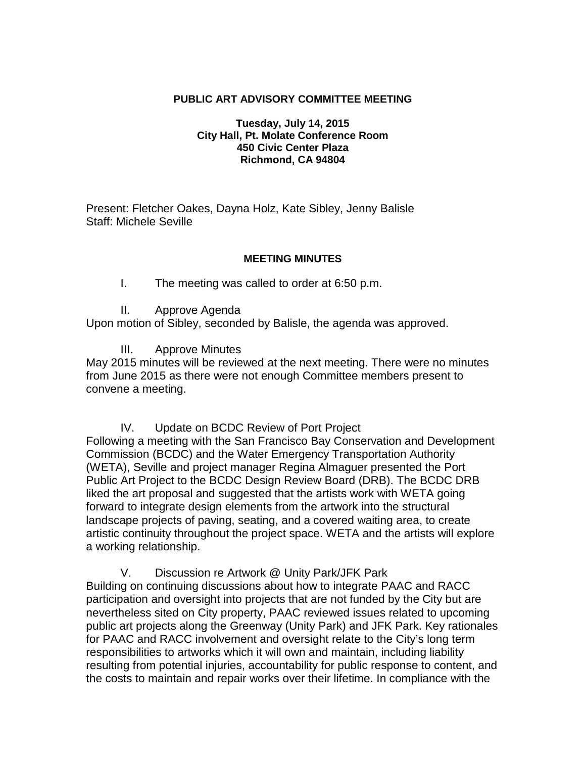**PUBLIC ART ADVISORY COMMITTEE MEETING**

**Tuesday, July 14, 2015**
**City Hall, Pt. Molate Conference Room**
**450 Civic Center Plaza**
**Richmond, CA 94804**

Present: Fletcher Oakes, Dayna Holz, Kate Sibley, Jenny Balisle
Staff: Michele Seville

**MEETING MINUTES**

I. The meeting was called to order at 6:50 p.m.

II. Approve Agenda

Upon motion of Sibley, seconded by Balisle, the agenda was approved.

III. Approve Minutes

May 2015 minutes will be reviewed at the next meeting. There were no minutes from June 2015 as there were not enough Committee members present to convene a meeting.

IV. Update on BCDC Review of Port Project

Following a meeting with the San Francisco Bay Conservation and Development Commission (BCDC) and the Water Emergency Transportation Authority (WETA), Seville and project manager Regina Almaguer presented the Port Public Art Project to the BCDC Design Review Board (DRB). The BCDC DRB liked the art proposal and suggested that the artists work with WETA going forward to integrate design elements from the artwork into the structural landscape projects of paving, seating, and a covered waiting area, to create artistic continuity throughout the project space. WETA and the artists will explore a working relationship.

V. Discussion re Artwork @ Unity Park/JFK Park

Building on continuing discussions about how to integrate PAAC and RACC participation and oversight into projects that are not funded by the City but are nevertheless sited on City property, PAAC reviewed issues related to upcoming public art projects along the Greenway (Unity Park) and JFK Park. Key rationales for PAAC and RACC involvement and oversight relate to the City's long term responsibilities to artworks which it will own and maintain, including liability resulting from potential injuries, accountability for public response to content, and the costs to maintain and repair works over their lifetime. In compliance with the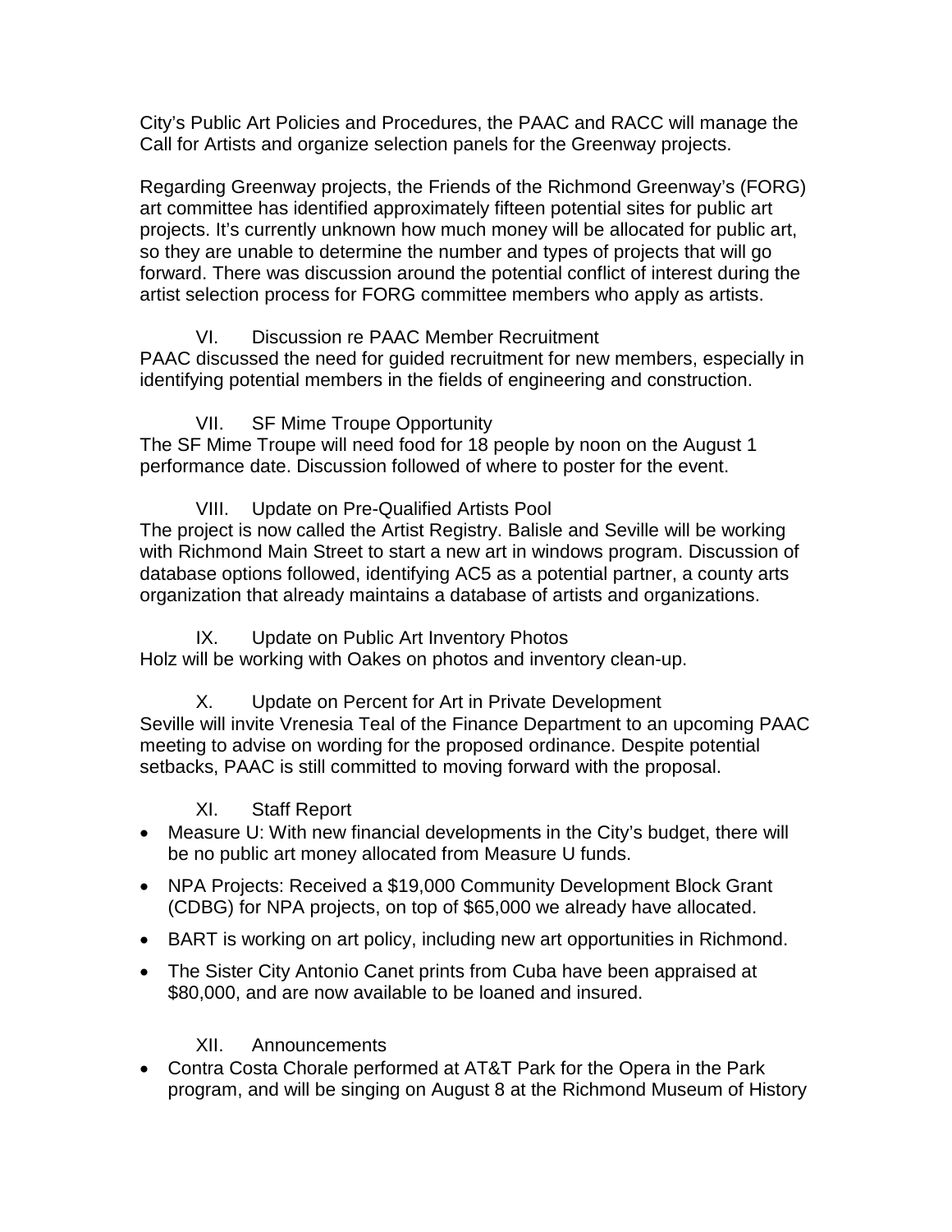City's Public Art Policies and Procedures, the PAAC and RACC will manage the Call for Artists and organize selection panels for the Greenway projects.

Regarding Greenway projects, the Friends of the Richmond Greenway's (FORG) art committee has identified approximately fifteen potential sites for public art projects. It's currently unknown how much money will be allocated for public art, so they are unable to determine the number and types of projects that will go forward. There was discussion around the potential conflict of interest during the artist selection process for FORG committee members who apply as artists.

VI. Discussion re PAAC Member Recruitment

PAAC discussed the need for guided recruitment for new members, especially in identifying potential members in the fields of engineering and construction.

VII. SF Mime Troupe Opportunity

The SF Mime Troupe will need food for 18 people by noon on the August 1 performance date. Discussion followed of where to poster for the event.

VIII. Update on Pre-Qualified Artists Pool

The project is now called the Artist Registry. Balisle and Seville will be working with Richmond Main Street to start a new art in windows program. Discussion of database options followed, identifying AC5 as a potential partner, a county arts organization that already maintains a database of artists and organizations.

IX. Update on Public Art Inventory Photos

Holz will be working with Oakes on photos and inventory clean-up.

X. Update on Percent for Art in Private Development

Seville will invite Vrenesia Teal of the Finance Department to an upcoming PAAC meeting to advise on wording for the proposed ordinance. Despite potential setbacks, PAAC is still committed to moving forward with the proposal.

XI. Staff Report

- Measure U: With new financial developments in the City's budget, there will be no public art money allocated from Measure U funds.
- NPA Projects: Received a $19,000 Community Development Block Grant (CDBG) for NPA projects, on top of $65,000 we already have allocated.
- BART is working on art policy, including new art opportunities in Richmond.
- The Sister City Antonio Canet prints from Cuba have been appraised at $80,000, and are now available to be loaned and insured.

XII. Announcements

- Contra Costa Chorale performed at AT&T Park for the Opera in the Park program, and will be singing on August 8 at the Richmond Museum of History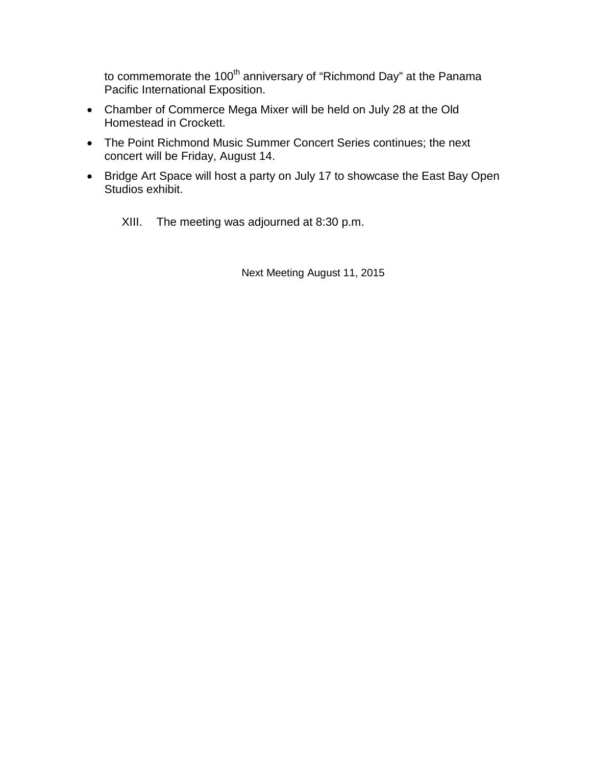to commemorate the 100th anniversary of “Richmond Day” at the Panama Pacific International Exposition.

- Chamber of Commerce Mega Mixer will be held on July 28 at the Old Homestead in Crockett.
- The Point Richmond Music Summer Concert Series continues; the next concert will be Friday, August 14.
- Bridge Art Space will host a party on July 17 to showcase the East Bay Open Studios exhibit.

XIII. The meeting was adjourned at 8:30 p.m.

Next Meeting August 11, 2015